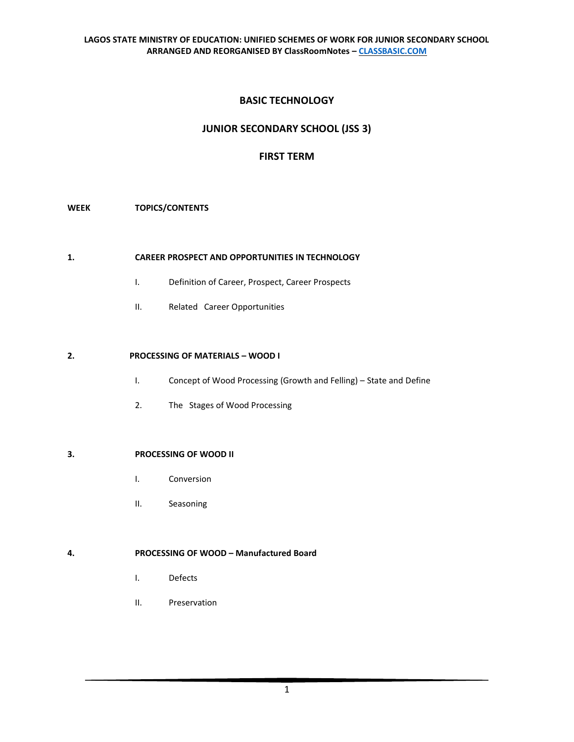**LAGOS STATE MINISTRY OF EDUCATION: UNIFIED SCHEMES OF WORK FOR JUNIOR SECONDARY SCHOOL**
**ARRANGED AND REORGANISED BY ClassRoomNotes – CLASSBASIC.COM**

# BASIC TECHNOLOGY

## JUNIOR SECONDARY SCHOOL (JSS 3)

## FIRST TERM

**WEEK** **TOPICS/CONTENTS**

**1.** **CAREER PROSPECT AND OPPORTUNITIES IN TECHNOLOGY**

I. Definition of Career, Prospect, Career Prospects

II. Related Career Opportunities

**2.** **PROCESSING OF MATERIALS – WOOD I**

I. Concept of Wood Processing (Growth and Felling) – State and Define

2. The Stages of Wood Processing

**3.** **PROCESSING OF WOOD II**

I. Conversion

II. Seasoning

**4.** **PROCESSING OF WOOD – Manufactured Board**

I. Defects

II. Preservation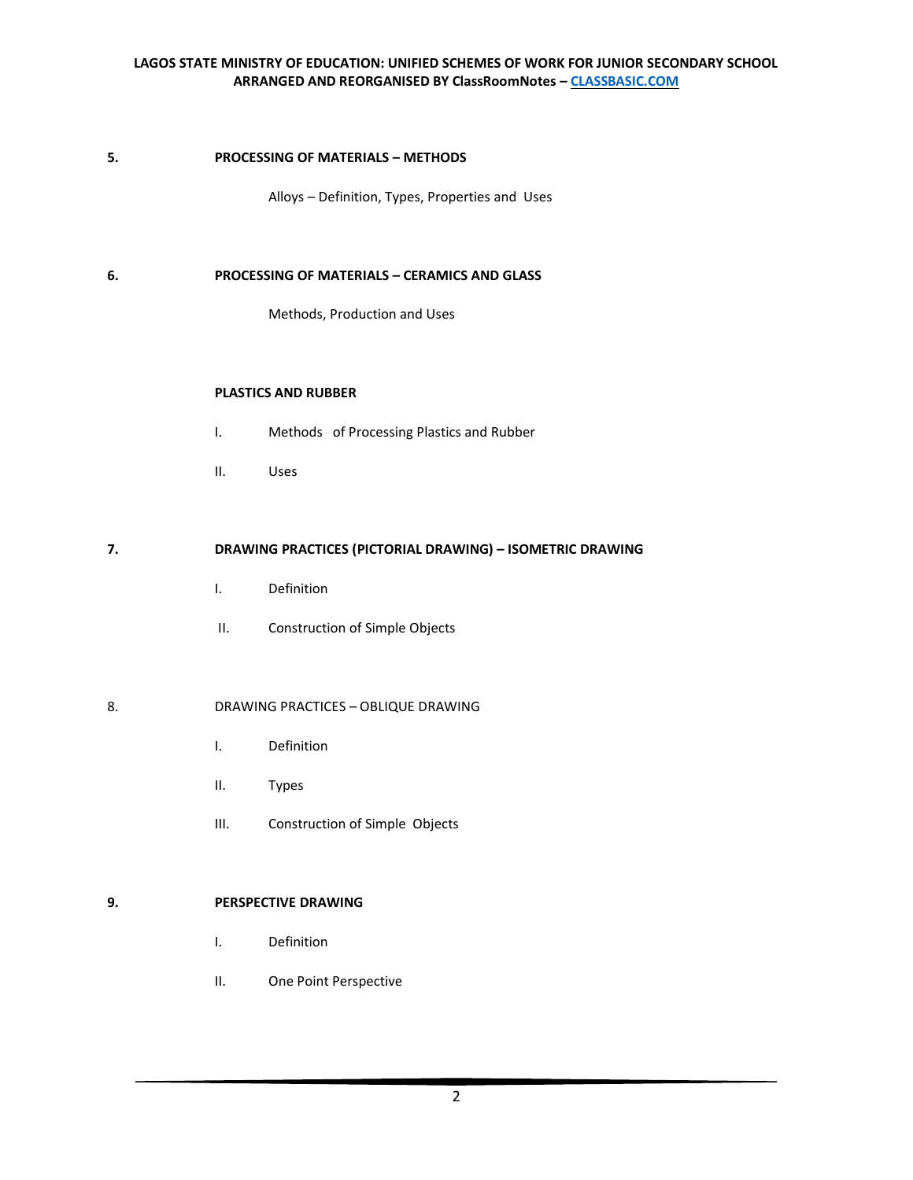**5.** **PROCESSING OF MATERIALS – METHODS**

Alloys – Definition, Types, Properties and Uses

**6.** **PROCESSING OF MATERIALS – CERAMICS AND GLASS**

Methods, Production and Uses

**PLASTICS AND RUBBER**

I. Methods of Processing Plastics and Rubber

II. Uses

**7.** **DRAWING PRACTICES (PICTORIAL DRAWING) – ISOMETRIC DRAWING**

I. Definition

II. Construction of Simple Objects

8. DRAWING PRACTICES – OBLIQUE DRAWING

I. Definition

II. Types

III. Construction of Simple Objects

**9.** **PERSPECTIVE DRAWING**

I. Definition

II. One Point Perspective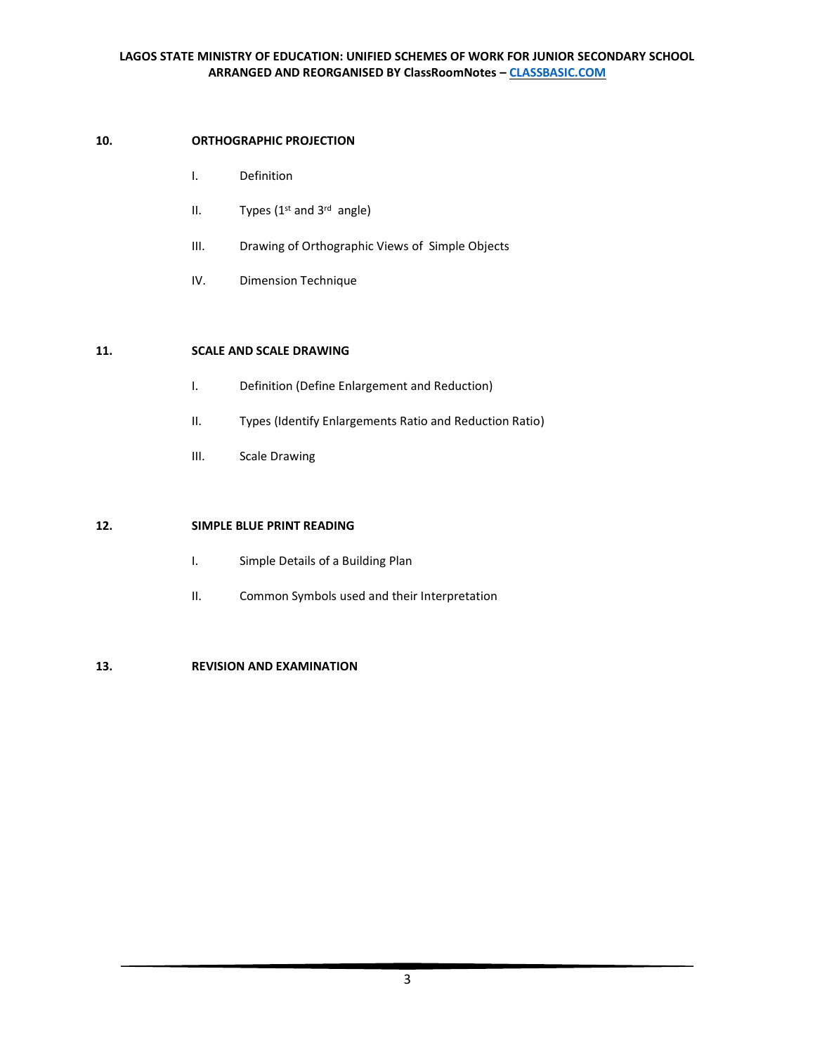**10. ORTHOGRAPHIC PROJECTION**

- I. Definition
- II. Types (1st and 3rd angle)
- III. Drawing of Orthographic Views of Simple Objects
- IV. Dimension Technique

**11. SCALE AND SCALE DRAWING**

- I. Definition (Define Enlargement and Reduction)
- II. Types (Identify Enlargements Ratio and Reduction Ratio)
- III. Scale Drawing

**12. SIMPLE BLUE PRINT READING**

- I. Simple Details of a Building Plan
- II. Common Symbols used and their Interpretation

**13. REVISION AND EXAMINATION**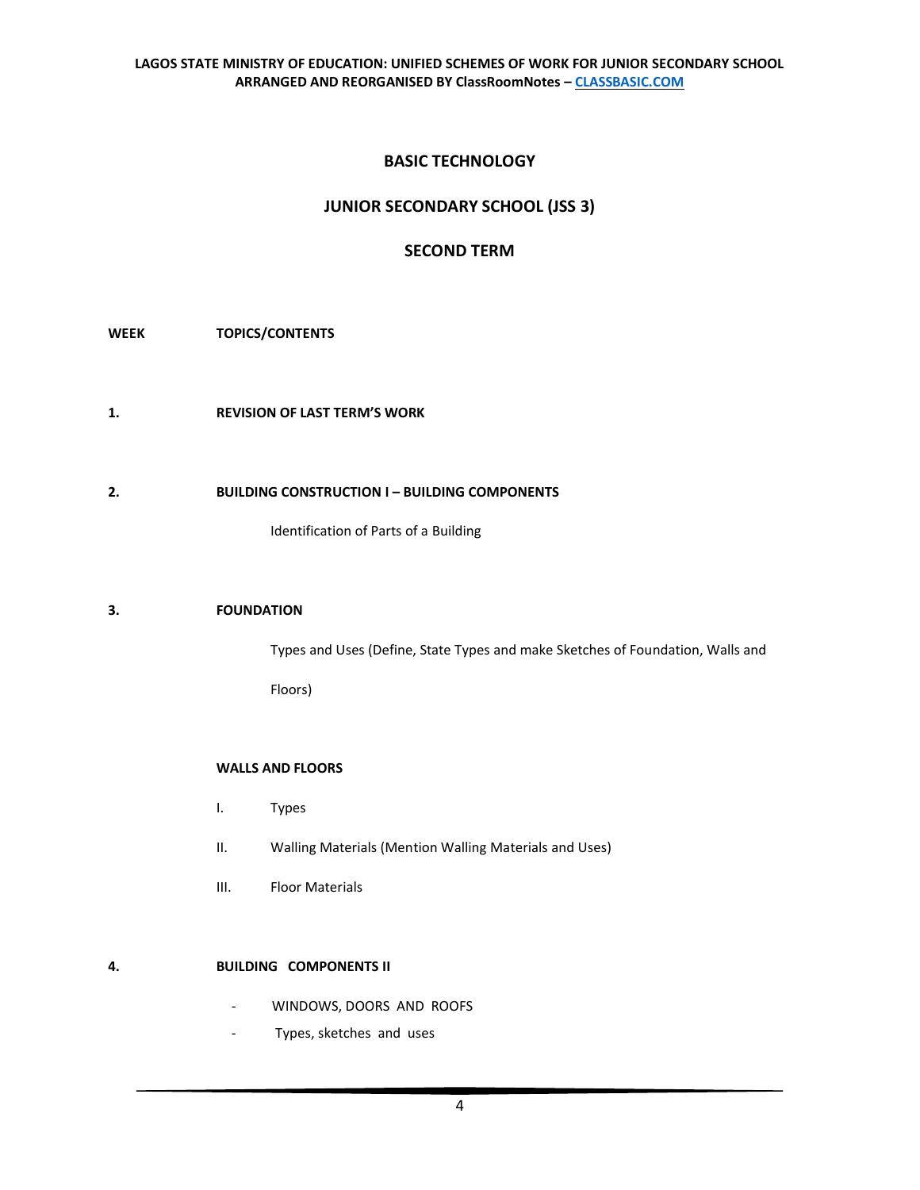# BASIC TECHNOLOGY

## JUNIOR SECONDARY SCHOOL (JSS 3)

## SECOND TERM

**WEEK** **TOPICS/CONTENTS**

**1.** **REVISION OF LAST TERM'S WORK**

**2.** **BUILDING CONSTRUCTION I – BUILDING COMPONENTS**

Identification of Parts of a Building

**3.** **FOUNDATION**

Types and Uses (Define, State Types and make Sketches of Foundation, Walls and Floors)

**WALLS AND FLOORS**

I. Types

II. Walling Materials (Mention Walling Materials and Uses)

III. Floor Materials

**4.** **BUILDING COMPONENTS II**

- WINDOWS, DOORS AND ROOFS
- Types, sketches and uses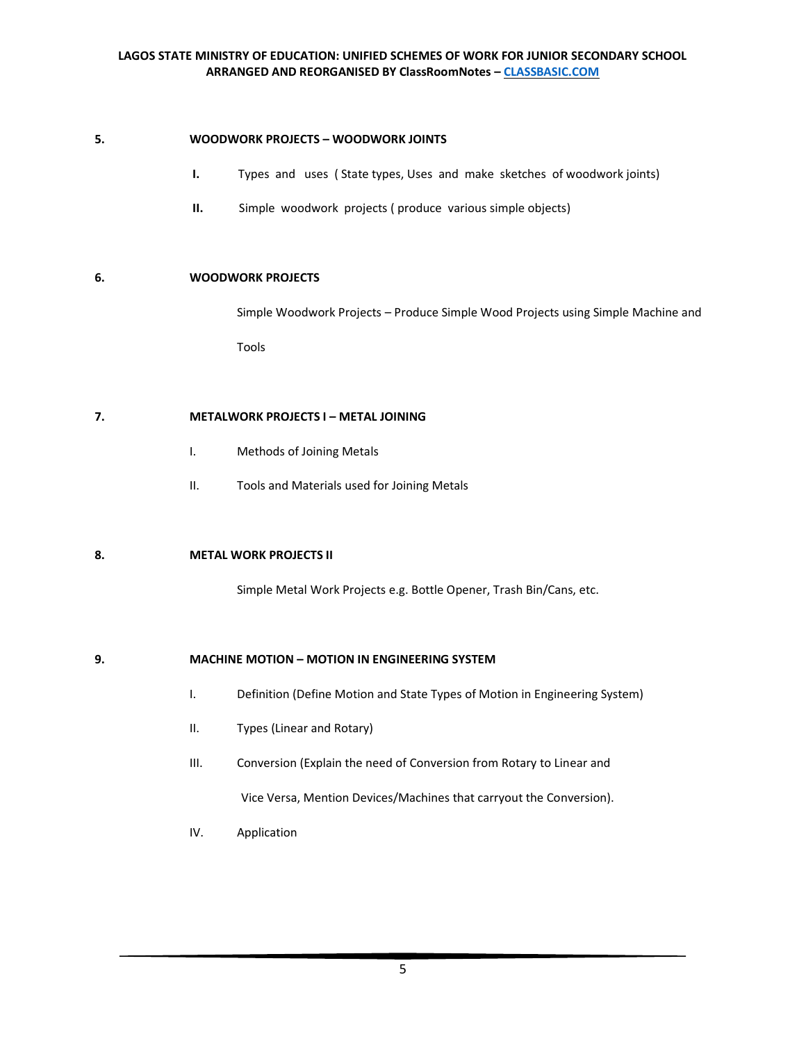**5. WOODWORK PROJECTS – WOODWORK JOINTS**

- **I.** Types and uses ( State types, Uses and make sketches of woodwork joints)
- **II.** Simple woodwork projects ( produce various simple objects)

**6. WOODWORK PROJECTS**

Simple Woodwork Projects – Produce Simple Wood Projects using Simple Machine and Tools

**7. METALWORK PROJECTS I – METAL JOINING**

- I. Methods of Joining Metals
- II. Tools and Materials used for Joining Metals

**8. METAL WORK PROJECTS II**

Simple Metal Work Projects e.g. Bottle Opener, Trash Bin/Cans, etc.

**9. MACHINE MOTION – MOTION IN ENGINEERING SYSTEM**

- I. Definition (Define Motion and State Types of Motion in Engineering System)
- II. Types (Linear and Rotary)
- III. Conversion (Explain the need of Conversion from Rotary to Linear and Vice Versa, Mention Devices/Machines that carryout the Conversion).
- IV. Application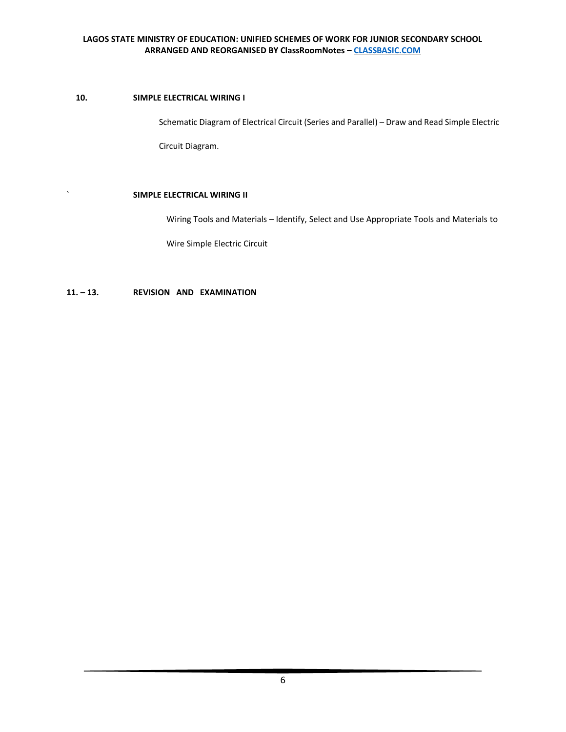**10.** **SIMPLE ELECTRICAL WIRING I**

Schematic Diagram of Electrical Circuit (Series and Parallel) – Draw and Read Simple Electric Circuit Diagram.

` **SIMPLE ELECTRICAL WIRING II**

Wiring Tools and Materials – Identify, Select and Use Appropriate Tools and Materials to Wire Simple Electric Circuit

**11. – 13.** **REVISION AND EXAMINATION**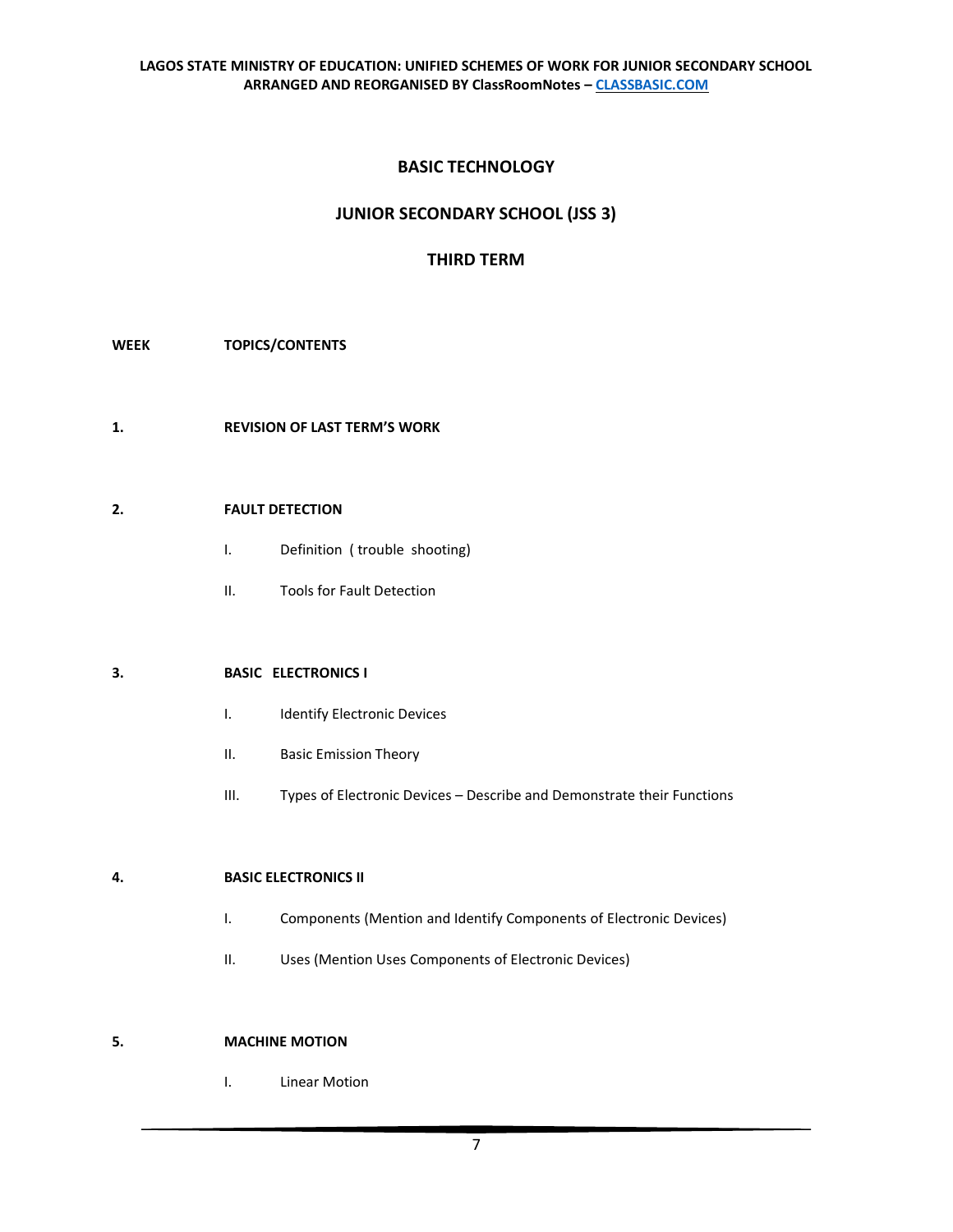# BASIC TECHNOLOGY

## JUNIOR SECONDARY SCHOOL (JSS 3)

## THIRD TERM

**WEEK** **TOPICS/CONTENTS**

**1. REVISION OF LAST TERM'S WORK**

**2. FAULT DETECTION**

- I. Definition ( trouble shooting)
- II. Tools for Fault Detection

**3. BASIC ELECTRONICS I**

- I. Identify Electronic Devices
- II. Basic Emission Theory
- III. Types of Electronic Devices – Describe and Demonstrate their Functions

**4. BASIC ELECTRONICS II**

- I. Components (Mention and Identify Components of Electronic Devices)
- II. Uses (Mention Uses Components of Electronic Devices)

**5. MACHINE MOTION**

- I. Linear Motion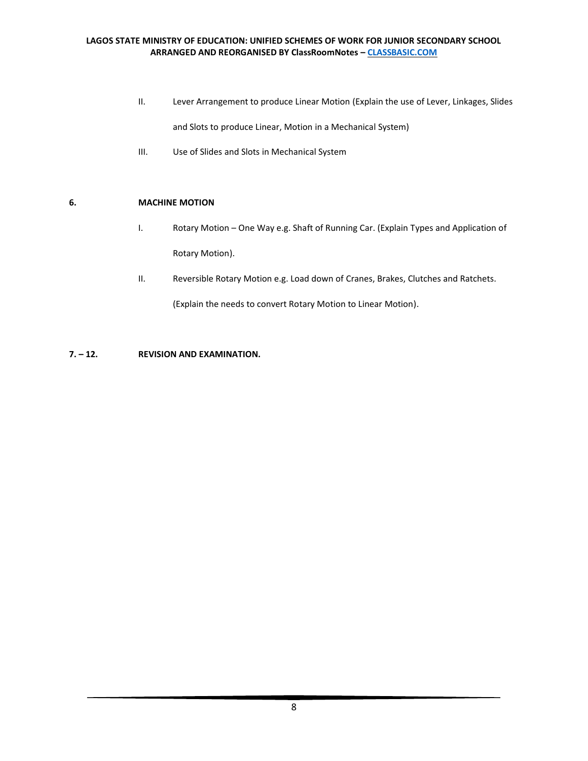II. Lever Arrangement to produce Linear Motion (Explain the use of Lever, Linkages, Slides and Slots to produce Linear, Motion in a Mechanical System)

III. Use of Slides and Slots in Mechanical System

**6. MACHINE MOTION**

I. Rotary Motion – One Way e.g. Shaft of Running Car. (Explain Types and Application of Rotary Motion).

II. Reversible Rotary Motion e.g. Load down of Cranes, Brakes, Clutches and Ratchets. (Explain the needs to convert Rotary Motion to Linear Motion).

**7. – 12. REVISION AND EXAMINATION.**